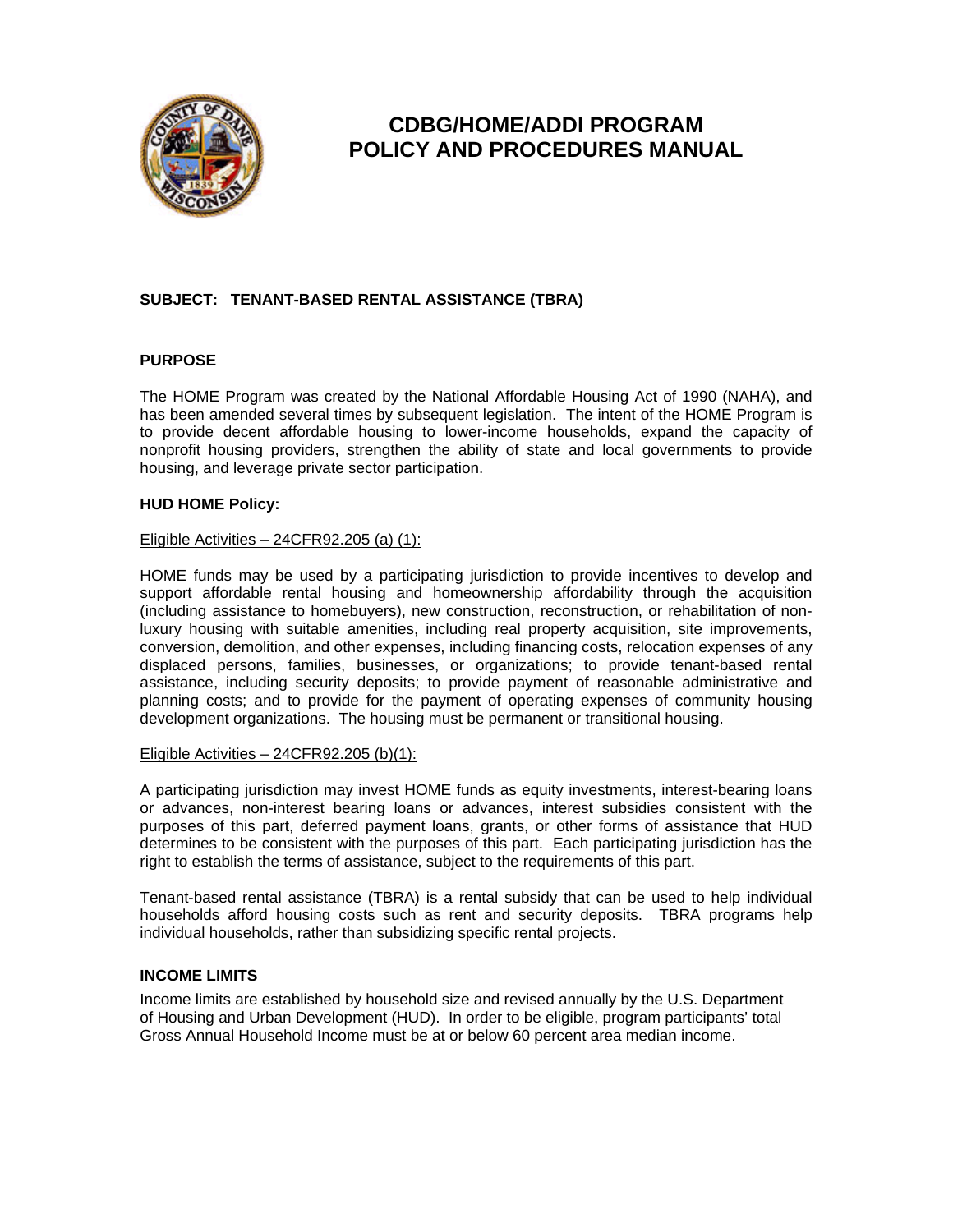# CDBG/HOME/ADDI PROGRAM POLICY AND PROCEDURES MANUAL

**SUBJECT: TENANT-BASED RENTAL ASSISTANCE (TBRA)**

## PURPOSE

The HOME Program was created by the National Affordable Housing Act of 1990 (NAHA), and has been amended several times by subsequent legislation. The intent of the HOME Program is to provide decent affordable housing to lower-income households, expand the capacity of nonprofit housing providers, strengthen the ability of state and local governments to provide housing, and leverage private sector participation.

### HUD HOME Policy:

<u>Eligible Activities – 24CFR92.205 (a) (1):</u>

HOME funds may be used by a participating jurisdiction to provide incentives to develop and support affordable rental housing and homeownership affordability through the acquisition (including assistance to homebuyers), new construction, reconstruction, or rehabilitation of non-luxury housing with suitable amenities, including real property acquisition, site improvements, conversion, demolition, and other expenses, including financing costs, relocation expenses of any displaced persons, families, businesses, or organizations; to provide tenant-based rental assistance, including security deposits; to provide payment of reasonable administrative and planning costs; and to provide for the payment of operating expenses of community housing development organizations. The housing must be permanent or transitional housing.

<u>Eligible Activities – 24CFR92.205 (b)(1):</u>

A participating jurisdiction may invest HOME funds as equity investments, interest-bearing loans or advances, non-interest bearing loans or advances, interest subsidies consistent with the purposes of this part, deferred payment loans, grants, or other forms of assistance that HUD determines to be consistent with the purposes of this part. Each participating jurisdiction has the right to establish the terms of assistance, subject to the requirements of this part.

Tenant-based rental assistance (TBRA) is a rental subsidy that can be used to help individual households afford housing costs such as rent and security deposits. TBRA programs help individual households, rather than subsidizing specific rental projects.

## INCOME LIMITS

Income limits are established by household size and revised annually by the U.S. Department of Housing and Urban Development (HUD). In order to be eligible, program participants' total Gross Annual Household Income must be at or below 60 percent area median income.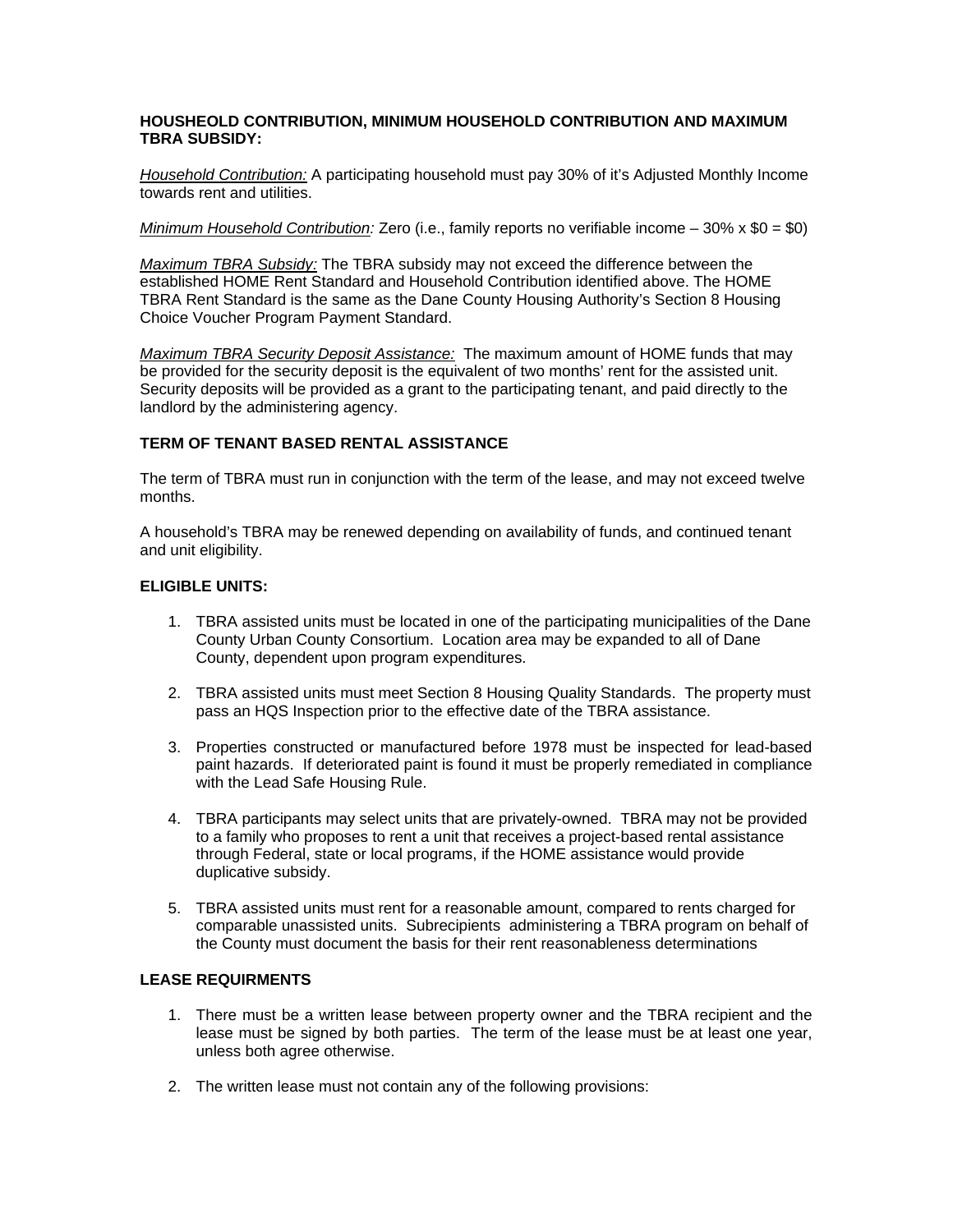**HOUSHEOLD CONTRIBUTION, MINIMUM HOUSEHOLD CONTRIBUTION AND MAXIMUM TBRA SUBSIDY:**

*Household Contribution:* A participating household must pay 30% of it's Adjusted Monthly Income towards rent and utilities.

*Minimum Household Contribution:* Zero (i.e., family reports no verifiable income – 30% x $0 = $0)

*Maximum TBRA Subsidy:* The TBRA subsidy may not exceed the difference between the established HOME Rent Standard and Household Contribution identified above. The HOME TBRA Rent Standard is the same as the Dane County Housing Authority's Section 8 Housing Choice Voucher Program Payment Standard.

*Maximum TBRA Security Deposit Assistance:* The maximum amount of HOME funds that may be provided for the security deposit is the equivalent of two months' rent for the assisted unit. Security deposits will be provided as a grant to the participating tenant, and paid directly to the landlord by the administering agency.

**TERM OF TENANT BASED RENTAL ASSISTANCE**

The term of TBRA must run in conjunction with the term of the lease, and may not exceed twelve months.

A household's TBRA may be renewed depending on availability of funds, and continued tenant and unit eligibility.

**ELIGIBLE UNITS:**

1. TBRA assisted units must be located in one of the participating municipalities of the Dane County Urban County Consortium. Location area may be expanded to all of Dane County, dependent upon program expenditures.

2. TBRA assisted units must meet Section 8 Housing Quality Standards. The property must pass an HQS Inspection prior to the effective date of the TBRA assistance.

3. Properties constructed or manufactured before 1978 must be inspected for lead-based paint hazards. If deteriorated paint is found it must be properly remediated in compliance with the Lead Safe Housing Rule.

4. TBRA participants may select units that are privately-owned. TBRA may not be provided to a family who proposes to rent a unit that receives a project-based rental assistance through Federal, state or local programs, if the HOME assistance would provide duplicative subsidy.

5. TBRA assisted units must rent for a reasonable amount, compared to rents charged for comparable unassisted units. Subrecipients administering a TBRA program on behalf of the County must document the basis for their rent reasonableness determinations

**LEASE REQUIRMENTS**

1. There must be a written lease between property owner and the TBRA recipient and the lease must be signed by both parties. The term of the lease must be at least one year, unless both agree otherwise.

2. The written lease must not contain any of the following provisions: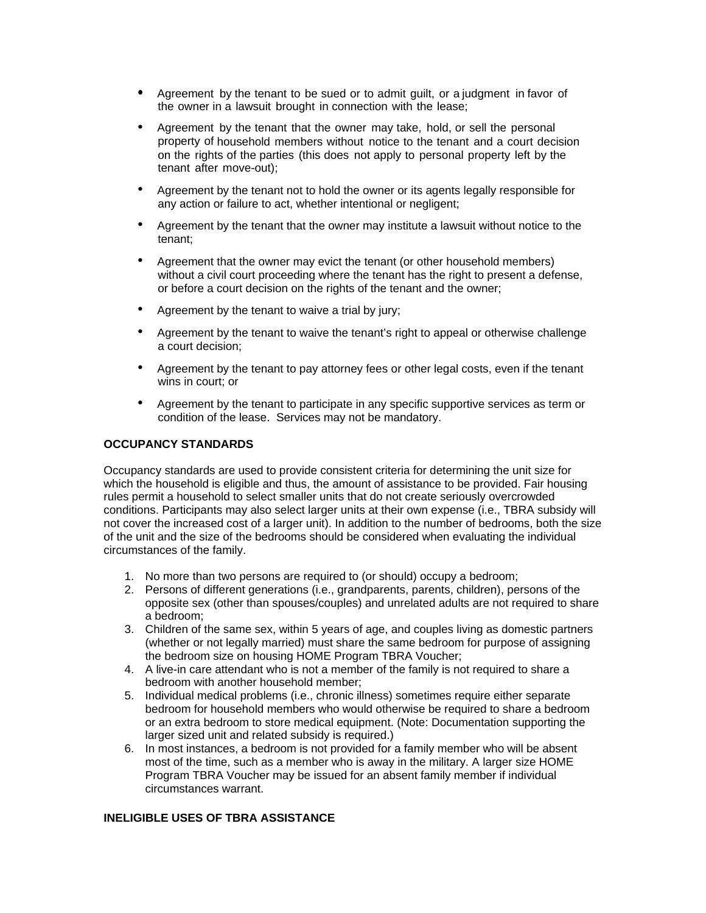- Agreement by the tenant to be sued or to admit guilt, or a judgment in favor of the owner in a lawsuit brought in connection with the lease;
- Agreement by the tenant that the owner may take, hold, or sell the personal property of household members without notice to the tenant and a court decision on the rights of the parties (this does not apply to personal property left by the tenant after move-out);
- Agreement by the tenant not to hold the owner or its agents legally responsible for any action or failure to act, whether intentional or negligent;
- Agreement by the tenant that the owner may institute a lawsuit without notice to the tenant;
- Agreement that the owner may evict the tenant (or other household members) without a civil court proceeding where the tenant has the right to present a defense, or before a court decision on the rights of the tenant and the owner;
- Agreement by the tenant to waive a trial by jury;
- Agreement by the tenant to waive the tenant's right to appeal or otherwise challenge a court decision;
- Agreement by the tenant to pay attorney fees or other legal costs, even if the tenant wins in court; or
- Agreement by the tenant to participate in any specific supportive services as term or condition of the lease. Services may not be mandatory.

**OCCUPANCY STANDARDS**

Occupancy standards are used to provide consistent criteria for determining the unit size for which the household is eligible and thus, the amount of assistance to be provided. Fair housing rules permit a household to select smaller units that do not create seriously overcrowded conditions. Participants may also select larger units at their own expense (i.e., TBRA subsidy will not cover the increased cost of a larger unit). In addition to the number of bedrooms, both the size of the unit and the size of the bedrooms should be considered when evaluating the individual circumstances of the family.

1. No more than two persons are required to (or should) occupy a bedroom;
2. Persons of different generations (i.e., grandparents, parents, children), persons of the opposite sex (other than spouses/couples) and unrelated adults are not required to share a bedroom;
3. Children of the same sex, within 5 years of age, and couples living as domestic partners (whether or not legally married) must share the same bedroom for purpose of assigning the bedroom size on housing HOME Program TBRA Voucher;
4. A live-in care attendant who is not a member of the family is not required to share a bedroom with another household member;
5. Individual medical problems (i.e., chronic illness) sometimes require either separate bedroom for household members who would otherwise be required to share a bedroom or an extra bedroom to store medical equipment. (Note: Documentation supporting the larger sized unit and related subsidy is required.)
6. In most instances, a bedroom is not provided for a family member who will be absent most of the time, such as a member who is away in the military. A larger size HOME Program TBRA Voucher may be issued for an absent family member if individual circumstances warrant.

**INELIGIBLE USES OF TBRA ASSISTANCE**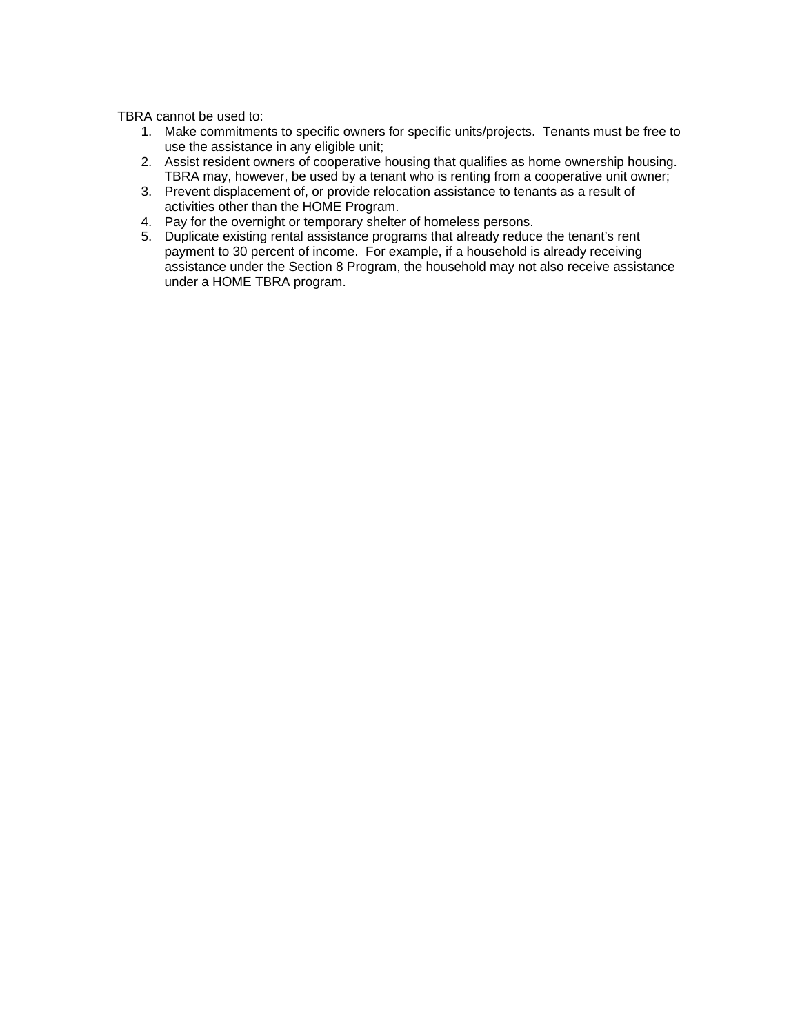TBRA cannot be used to:

1. Make commitments to specific owners for specific units/projects. Tenants must be free to use the assistance in any eligible unit;
2. Assist resident owners of cooperative housing that qualifies as home ownership housing. TBRA may, however, be used by a tenant who is renting from a cooperative unit owner;
3. Prevent displacement of, or provide relocation assistance to tenants as a result of activities other than the HOME Program.
4. Pay for the overnight or temporary shelter of homeless persons.
5. Duplicate existing rental assistance programs that already reduce the tenant's rent payment to 30 percent of income. For example, if a household is already receiving assistance under the Section 8 Program, the household may not also receive assistance under a HOME TBRA program.